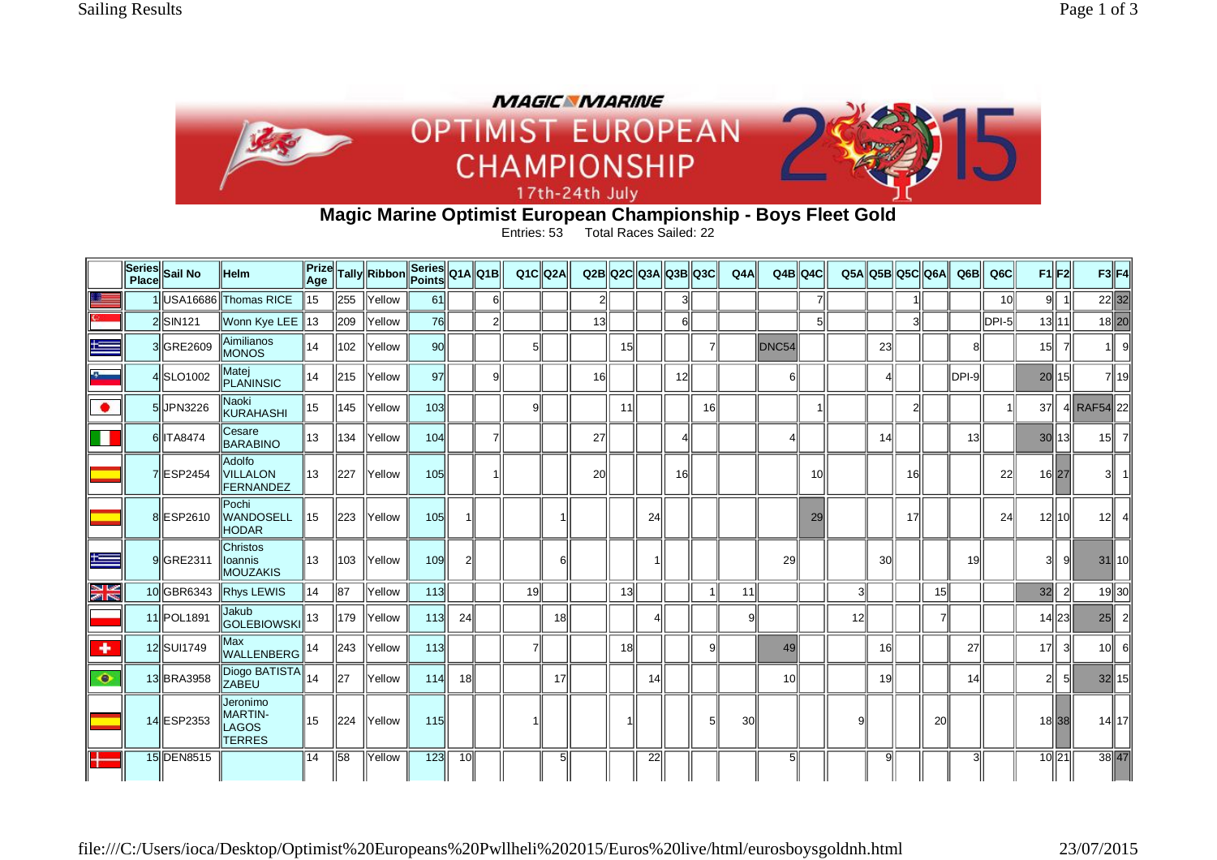## Magic Marine Optimist European Championship - Boys Fleet Gold

Entries: 53     Total Races Sailed: 22

| | Series Place | Sail No | Helm | Prize Age | Tally | Ribbon | Series Points | Q1A | Q1B | Q1C | Q2A | Q2B | Q2C | Q3A | Q3B | Q3C | Q4A | Q4B | Q4C | Q5A | Q5B | Q5C | Q6A | Q6B | Q6C | F1 | F2 | F3 | F4 |
|---|---|---|---|---|---|---|---|---|---|---|---|---|---|---|---|---|---|---|---|---|---|---|---|---|---|---|---|---|---|
| | 1 | USA16686 | Thomas RICE | 15 | 255 | Yellow | 61 | | 6 | | | 2 | | | 3 | | | | 7 | | | 1 | | | 10 | 9 | 1 | 22 | 32 |
| | 2 | SIN121 | Wonn Kye LEE | 13 | 209 | Yellow | 76 | | 2 | | | 13 | | | 6 | | | | 5 | | | 3 | | | DPI-5 | 13 | 11 | 18 | 20 |
| | 3 | GRE2609 | Aimilianos MONOS | 14 | 102 | Yellow | 90 | | | 5 | | | 15 | | | 7 | | DNC54 | | | 23 | | | 8 | | 15 | 7 | 1 | 9 |
| | 4 | SLO1002 | Matej PLANINSIC | 14 | 215 | Yellow | 97 | | 9 | | | 16 | | | 12 | | | 6 | | | 4 | | | DPI-9 | | 20 | 15 | 7 | 19 |
| | 5 | JPN3226 | Naoki KURAHASHI | 15 | 145 | Yellow | 103 | | | 9 | | | 11 | | | 16 | | | 1 | | | 2 | | | 1 | 37 | 4 | RAF54 | 22 |
| | 6 | ITA8474 | Cesare BARABINO | 13 | 134 | Yellow | 104 | | 7 | | | 27 | | | 4 | | | 4 | | | 14 | | | 13 | | 30 | 13 | 15 | 7 |
| | 7 | ESP2454 | Adolfo VILLALON FERNANDEZ | 13 | 227 | Yellow | 105 | | 1 | | | 20 | | | 16 | | | | 10 | | | 16 | | | 22 | 16 | 27 | 3 | 1 |
| | 8 | ESP2610 | Pochi WANDOSELL HODAR | 15 | 223 | Yellow | 105 | 1 | | | 1 | | | 24 | | | | | 29 | | | 17 | | | 24 | 12 | 10 | 12 | 4 |
| | 9 | GRE2311 | Christos Ioannis MOUZAKIS | 13 | 103 | Yellow | 109 | 2 | | | 6 | | | 1 | | | | 29 | | | 30 | | | 19 | | 3 | 9 | 31 | 10 |
| | 10 | GBR6343 | Rhys LEWIS | 14 | 87 | Yellow | 113 | | | 19 | | | 13 | | | 1 | 11 | | | 3 | | | 15 | | | 32 | 2 | 19 | 30 |
| | 11 | POL1891 | Jakub GOLEBIOWSKI | 13 | 179 | Yellow | 113 | 24 | | | 18 | | | 4 | | | 9 | | | 12 | | | 7 | | | 14 | 23 | 25 | 2 |
| | 12 | SUI1749 | Max WALLENBERG | 14 | 243 | Yellow | 113 | | | 7 | | | 18 | | | 9 | | 49 | | | 16 | | | 27 | | 17 | 3 | 10 | 6 |
| | 13 | BRA3958 | Diogo BATISTA ZABEU | 14 | 27 | Yellow | 114 | 18 | | | 17 | | | 14 | | | | 10 | | | 19 | | | 14 | | 2 | 5 | 32 | 15 |
| | 14 | ESP2353 | Jeronimo MARTIN-LAGOS TERRES | 15 | 224 | Yellow | 115 | | | 1 | | | 1 | | | 5 | 30 | | | 9 | | | 20 | | | 18 | 38 | 14 | 17 |
| | 15 | DEN8515 | | 14 | 58 | Yellow | 123 | 10 | | | 5 | | | 22 | | | | 5 | | | 9 | | | 3 | | 10 | 21 | 38 | 47 |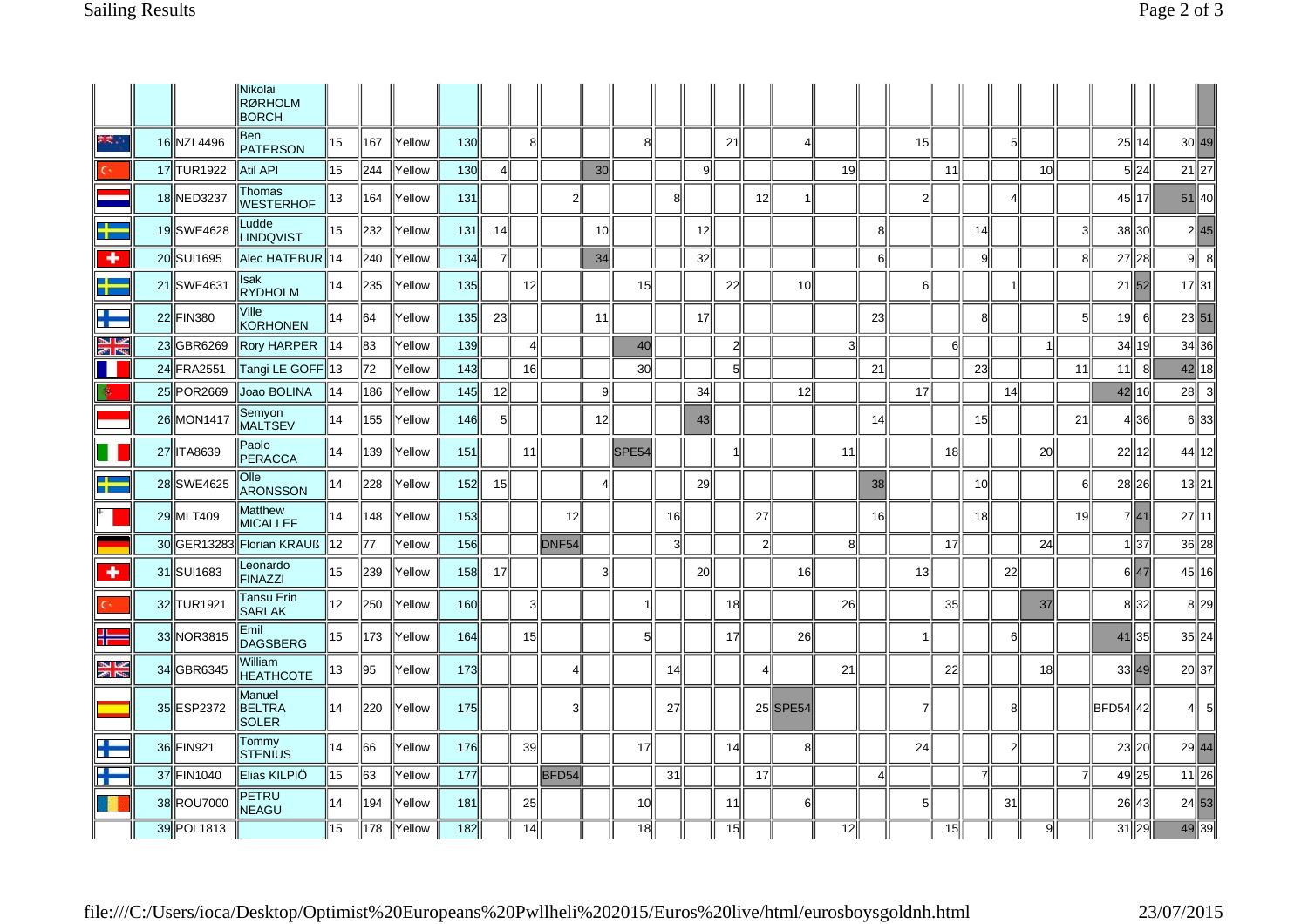| | | | | | | | | | | | | | | | | | | | | | | | | | | | | | |
|---|---|---|---|---|---|---|---|---|---|---|---|---|---|---|---|---|---|---|---|---|---|---|---|---|---|---|---|---|---|
| | | | Nikolai RØRHOLM BORCH | | | | | | | | | | | | | | | | | | | | | | | | | | |
| | 16 | NZL4496 | Ben PATERSON | 15 | 167 | Yellow | 130 | | 8 | | | 8 | | | 21 | | 4 | | | 15 | | | 5 | | | 25 | 14 | 30 | 49 |
| | 17 | TUR1922 | Atil API | 15 | 244 | Yellow | 130 | 4 | | | 30 | | | 9 | | | | 19 | | | 11 | | | 10 | | 5 | 24 | 21 | 27 |
| | 18 | NED3237 | Thomas WESTERHOF | 13 | 164 | Yellow | 131 | | | 2 | | | 8 | | | 12 | 1 | | | 2 | | | 4 | | | 45 | 17 | 51 | 40 |
| | 19 | SWE4628 | Ludde LINDQVIST | 15 | 232 | Yellow | 131 | 14 | | | 10 | | | 12 | | | | | 8 | | | 14 | | | 3 | 38 | 30 | 2 | 45 |
| | 20 | SUI1695 | Alec HATEBUR | 14 | 240 | Yellow | 134 | 7 | | | 34 | | | 32 | | | | | 6 | | | 9 | | | 8 | 27 | 28 | 9 | 8 |
| | 21 | SWE4631 | Isak RYDHOLM | 14 | 235 | Yellow | 135 | | 12 | | | 15 | | | 22 | | 10 | | | 6 | | | 1 | | | 21 | 52 | 17 | 31 |
| | 22 | FIN380 | Ville KORHONEN | 14 | 64 | Yellow | 135 | 23 | | | 11 | | | 17 | | | | | 23 | | | 8 | | | 5 | 19 | 6 | 23 | 51 |
| | 23 | GBR6269 | Rory HARPER | 14 | 83 | Yellow | 139 | | 4 | | | 40 | | | 2 | | | 3 | | | 6 | | | 1 | | 34 | 19 | 34 | 36 |
| | 24 | FRA2551 | Tangi LE GOFF | 13 | 72 | Yellow | 143 | | 16 | | | 30 | | | 5 | | | | 21 | | | 23 | | | 11 | 11 | 8 | 42 | 18 |
| | 25 | POR2669 | Joao BOLINA | 14 | 186 | Yellow | 145 | 12 | | | 9 | | | 34 | | | 12 | | | 17 | | | 14 | | | 42 | 16 | 28 | 3 |
| | 26 | MON1417 | Semyon MALTSEV | 14 | 155 | Yellow | 146 | 5 | | | 12 | | | 43 | | | | | 14 | | | 15 | | | 21 | 4 | 36 | 6 | 33 |
| | 27 | ITA8639 | Paolo PERACCA | 14 | 139 | Yellow | 151 | | 11 | | | SPE54 | | | 1 | | | 11 | | | 18 | | | 20 | | 22 | 12 | 44 | 12 |
| | 28 | SWE4625 | Olle ARONSSON | 14 | 228 | Yellow | 152 | 15 | | | 4 | | | 29 | | | | | 38 | | | 10 | | | 6 | 28 | 26 | 13 | 21 |
| | 29 | MLT409 | Matthew MICALLEF | 14 | 148 | Yellow | 153 | | | 12 | | | 16 | | | 27 | | | 16 | | | 18 | | | 19 | 7 | 41 | 27 | 11 |
| | 30 | GER13283 | Florian KRAUß | 12 | 77 | Yellow | 156 | | | DNF54 | | | 3 | | | 2 | | 8 | | | 17 | | | 24 | | 1 | 37 | 36 | 28 |
| | 31 | SUI1683 | Leonardo FINAZZI | 15 | 239 | Yellow | 158 | 17 | | | 3 | | | 20 | | | 16 | | | 13 | | | 22 | | | 6 | 47 | 45 | 16 |
| | 32 | TUR1921 | Tansu Erin SARLAK | 12 | 250 | Yellow | 160 | | 3 | | | 1 | | | 18 | | | 26 | | | 35 | | | 37 | | 8 | 32 | 8 | 29 |
| | 33 | NOR3815 | Emil DAGSBERG | 15 | 173 | Yellow | 164 | | 15 | | | 5 | | | 17 | | 26 | | | 1 | | | 6 | | | 41 | 35 | 35 | 24 |
| | 34 | GBR6345 | William HEATHCOTE | 13 | 95 | Yellow | 173 | | | 4 | | | 14 | | | 4 | | 21 | | | 22 | | | 18 | | 33 | 49 | 20 | 37 |
| | 35 | ESP2372 | Manuel BELTRA SOLER | 14 | 220 | Yellow | 175 | | | 3 | | | 27 | | | 25 | SPE54 | | | 7 | | | 8 | | | BFD54 | 42 | 4 | 5 |
| | 36 | FIN921 | Tommy STENIUS | 14 | 66 | Yellow | 176 | | 39 | | | 17 | | | 14 | | 8 | | | 24 | | | 2 | | | 23 | 20 | 29 | 44 |
| | 37 | FIN1040 | Elias KILPIÖ | 15 | 63 | Yellow | 177 | | | BFD54 | | | 31 | | | 17 | | | 4 | | | 7 | | | 7 | 49 | 25 | 11 | 26 |
| | 38 | ROU7000 | PETRU NEAGU | 14 | 194 | Yellow | 181 | | 25 | | | 10 | | | 11 | | 6 | | | 5 | | | 31 | | | 26 | 43 | 24 | 53 |
| | 39 | POL1813 | | 15 | 178 | Yellow | 182 | | 14 | | | 18 | | | 15 | | | 12 | | | 15 | | | 9 | | 31 | 29 | 49 | 39 |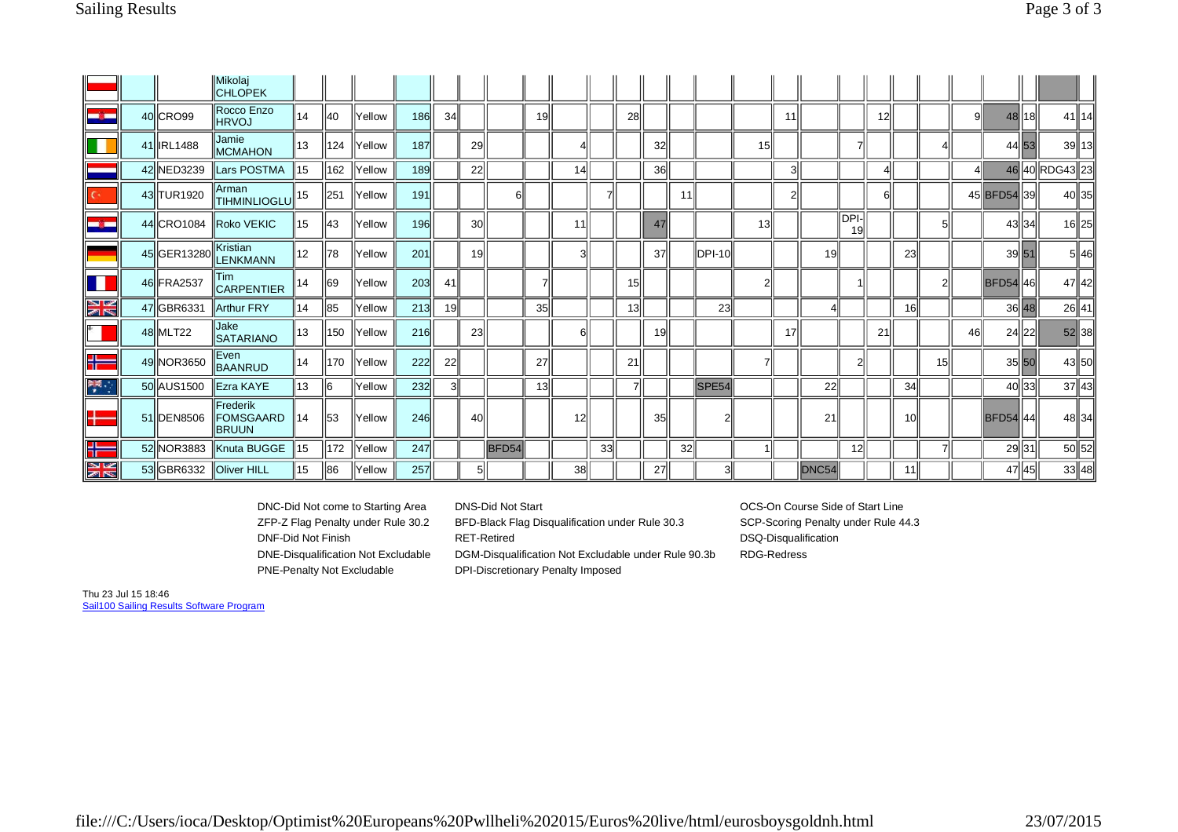| | | | | | | | | | | | | | | | | | | | | | | | | | | | | | |
|---|---|---|---|---|---|---|---|---|---|---|---|---|---|---|---|---|---|---|---|---|---|---|---|---|---|---|---|---|---|
| | | | Mikolaj CHLOPEK | | | | | | | | | | | | | | | | | | | | | | | | | | |
| | 40 | CRO99 | Rocco Enzo HRVOJ | 14 | 40 | Yellow | 186 | 34 | | | 19 | | | 28 | | | | | 11 | | | 12 | | | 9 | 48 | 18 | 41 | 14 |
| | 41 | IRL1488 | Jamie MCMAHON | 13 | 124 | Yellow | 187 | | 29 | | | 4 | | | 32 | | | 15 | | | 7 | | | 4 | | 44 | 53 | 39 | 13 |
| | 42 | NED3239 | Lars POSTMA | 15 | 162 | Yellow | 189 | | 22 | | | 14 | | | 36 | | | | 3 | | | 4 | | | 4 | 46 | 40 | RDG43 | 23 |
| | 43 | TUR1920 | Arman TIHMINLIOGLU | 15 | 251 | Yellow | 191 | | | 6 | | | 7 | | | 11 | | | 2 | | | 6 | | | 45 | BFD54 | 39 | 40 | 35 |
| | 44 | CRO1084 | Roko VEKIC | 15 | 43 | Yellow | 196 | | 30 | | | 11 | | | 47 | | | 13 | | | DPI-19 | | | 5 | | 43 | 34 | 16 | 25 |
| | 45 | GER13280 | Kristian LENKMANN | 12 | 78 | Yellow | 201 | | 19 | | | 3 | | | 37 | | DPI-10 | | | 19 | | | 23 | | | 39 | 51 | 5 | 46 |
| | 46 | FRA2537 | Tim CARPENTIER | 14 | 69 | Yellow | 203 | 41 | | | 7 | | | 15 | | | | 2 | | | 1 | | | 2 | | BFD54 | 46 | 47 | 42 |
| | 47 | GBR6331 | Arthur FRY | 14 | 85 | Yellow | 213 | 19 | | | 35 | | | 13 | | | 23 | | | 4 | | | 16 | | | 36 | 48 | 26 | 41 |
| | 48 | MLT22 | Jake SATARIANO | 13 | 150 | Yellow | 216 | | 23 | | | 6 | | | 19 | | | | 17 | | | 21 | | | 46 | 24 | 22 | 52 | 38 |
| | 49 | NOR3650 | Even BAANRUD | 14 | 170 | Yellow | 222 | 22 | | | 27 | | | 21 | | | | 7 | | | 2 | | | 15 | | 35 | 50 | 43 | 50 |
| | 50 | AUS1500 | Ezra KAYE | 13 | 6 | Yellow | 232 | 3 | | | 13 | | | 7 | | | SPE54 | | | 22 | | | 34 | | | 40 | 33 | 37 | 43 |
| | 51 | DEN8506 | Frederik FOMSGAARD BRUUN | 14 | 53 | Yellow | 246 | | 40 | | | 12 | | | 35 | | 2 | | | 21 | | | 10 | | | BFD54 | 44 | 48 | 34 |
| | 52 | NOR3883 | Knuta BUGGE | 15 | 172 | Yellow | 247 | | | BFD54 | | | 33 | | | 32 | | 1 | | | 12 | | | 7 | | 29 | 31 | 50 | 52 |
| | 53 | GBR6332 | Oliver HILL | 15 | 86 | Yellow | 257 | | 5 | | | 38 | | | 27 | | 3 | | | DNC54 | | | 11 | | | 47 | 45 | 33 | 48 |

DNC-Did Not come to Starting Area
ZFP-Z Flag Penalty under Rule 30.2
DNF-Did Not Finish
DNE-Disqualification Not Excludable
PNE-Penalty Not Excludable

DNS-Did Not Start
BFD-Black Flag Disqualification under Rule 30.3
RET-Retired
DGM-Disqualification Not Excludable under Rule 90.3b
DPI-Discretionary Penalty Imposed

OCS-On Course Side of Start Line
SCP-Scoring Penalty under Rule 44.3
DSQ-Disqualification
RDG-Redress

Thu 23 Jul 15 18:46
Sail100 Sailing Results Software Program